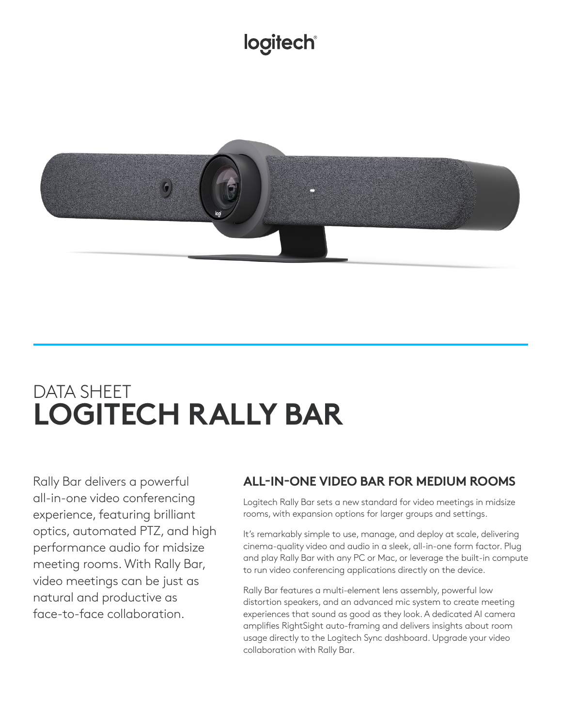logitech

DATA SHEET

# LOGITECH RALLY BAR

Rally Bar delivers a powerful all-in-one video conferencing experience, featuring brilliant optics, automated PTZ, and high performance audio for midsize meeting rooms. With Rally Bar, video meetings can be just as natural and productive as face-to-face collaboration.

## ALL-IN-ONE VIDEO BAR FOR MEDIUM ROOMS

Logitech Rally Bar sets a new standard for video meetings in midsize rooms, with expansion options for larger groups and settings.

It's remarkably simple to use, manage, and deploy at scale, delivering cinema-quality video and audio in a sleek, all-in-one form factor. Plug and play Rally Bar with any PC or Mac, or leverage the built-in compute to run video conferencing applications directly on the device.

Rally Bar features a multi-element lens assembly, powerful low distortion speakers, and an advanced mic system to create meeting experiences that sound as good as they look. A dedicated AI camera amplifies RightSight auto-framing and delivers insights about room usage directly to the Logitech Sync dashboard. Upgrade your video collaboration with Rally Bar.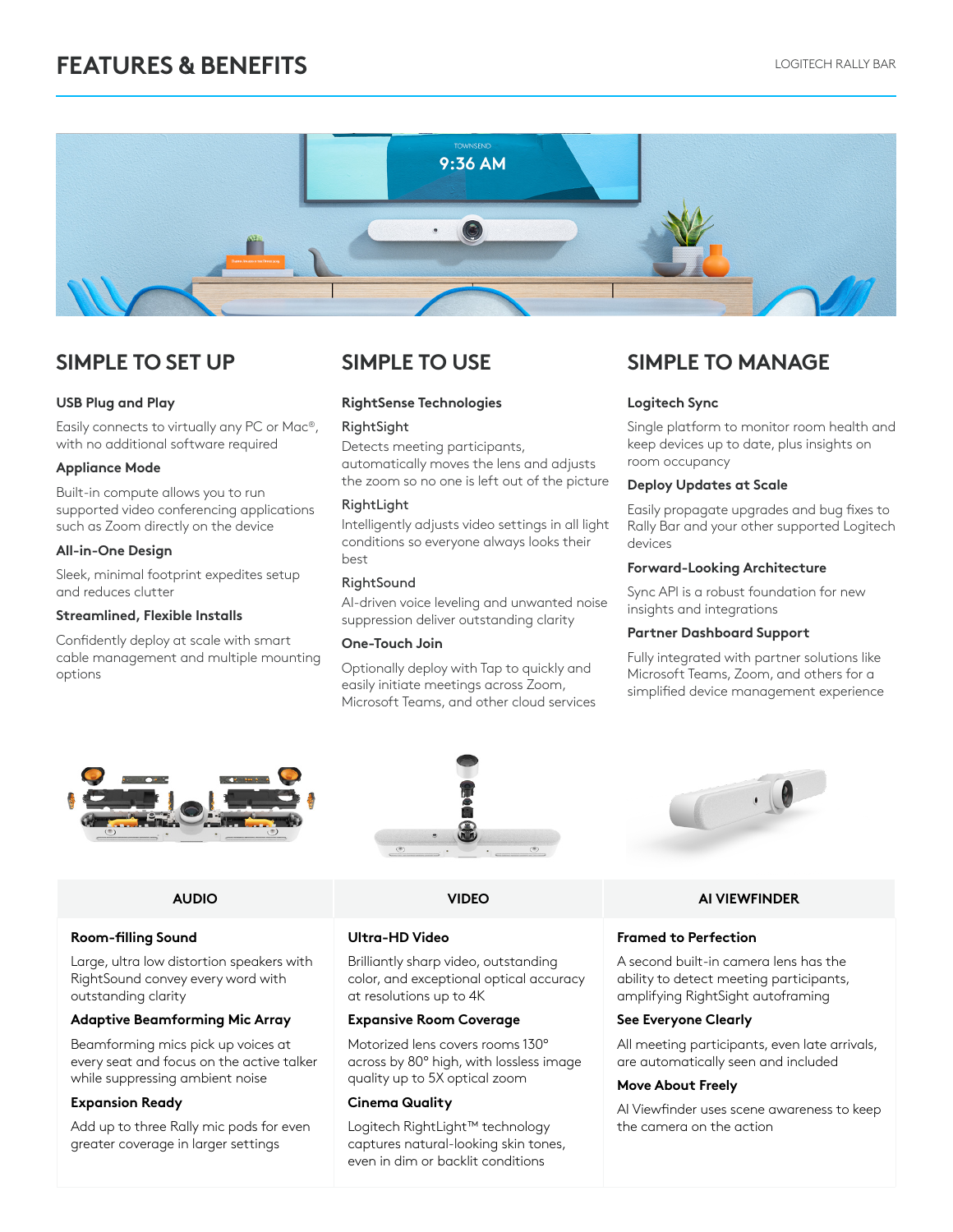# FEATURES & BENEFITS

## SIMPLE TO SET UP

**USB Plug and Play**

Easily connects to virtually any PC or Mac®, with no additional software required

**Appliance Mode**

Built-in compute allows you to run supported video conferencing applications such as Zoom directly on the device

**All-in-One Design**

Sleek, minimal footprint expedites setup and reduces clutter

**Streamlined, Flexible Installs**

Confidently deploy at scale with smart cable management and multiple mounting options

## SIMPLE TO USE

**RightSense Technologies**

RightSight
Detects meeting participants, automatically moves the lens and adjusts the zoom so no one is left out of the picture

RightLight
Intelligently adjusts video settings in all light conditions so everyone always looks their best

RightSound
AI-driven voice leveling and unwanted noise suppression deliver outstanding clarity

**One-Touch Join**

Optionally deploy with Tap to quickly and easily initiate meetings across Zoom, Microsoft Teams, and other cloud services

## SIMPLE TO MANAGE

**Logitech Sync**

Single platform to monitor room health and keep devices up to date, plus insights on room occupancy

**Deploy Updates at Scale**

Easily propagate upgrades and bug fixes to Rally Bar and your other supported Logitech devices

**Forward-Looking Architecture**

Sync API is a robust foundation for new insights and integrations

**Partner Dashboard Support**

Fully integrated with partner solutions like Microsoft Teams, Zoom, and others for a simplified device management experience

## AUDIO

**Room-filling Sound**

Large, ultra low distortion speakers with RightSound convey every word with outstanding clarity

**Adaptive Beamforming Mic Array**

Beamforming mics pick up voices at every seat and focus on the active talker while suppressing ambient noise

**Expansion Ready**

Add up to three Rally mic pods for even greater coverage in larger settings

## VIDEO

**Ultra-HD Video**

Brilliantly sharp video, outstanding color, and exceptional optical accuracy at resolutions up to 4K

**Expansive Room Coverage**

Motorized lens covers rooms 130° across by 80° high, with lossless image quality up to 5X optical zoom

**Cinema Quality**

Logitech RightLight™ technology captures natural-looking skin tones, even in dim or backlit conditions

## AI VIEWFINDER

**Framed to Perfection**

A second built-in camera lens has the ability to detect meeting participants, amplifying RightSight autoframing

**See Everyone Clearly**

All meeting participants, even late arrivals, are automatically seen and included

**Move About Freely**

AI Viewfinder uses scene awareness to keep the camera on the action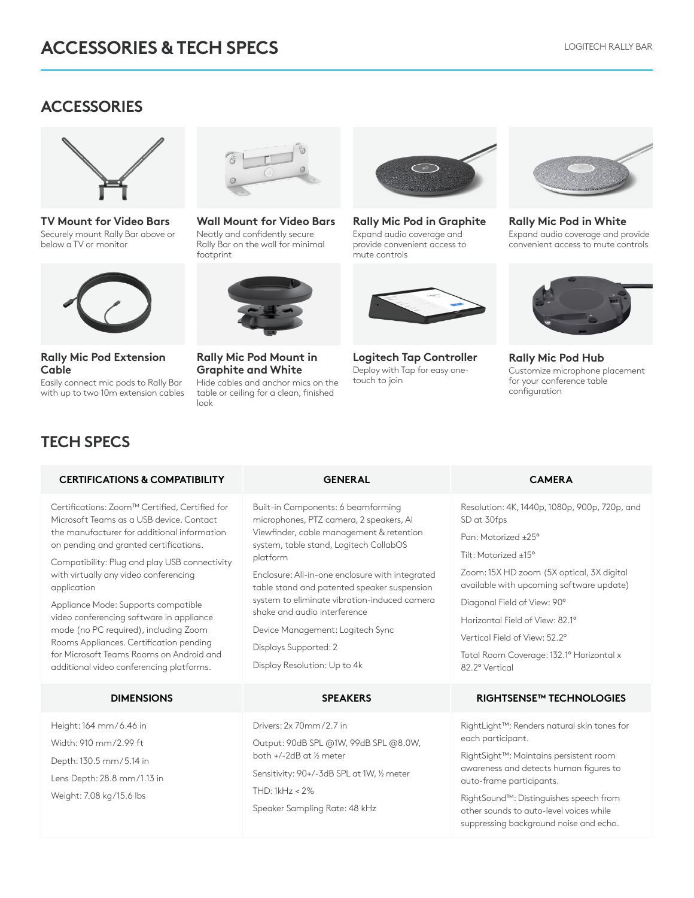# ACCESSORIES & TECH SPECS

## ACCESSORIES

### TV Mount for Video Bars
Securely mount Rally Bar above or below a TV or monitor

### Wall Mount for Video Bars
Neatly and confidently secure Rally Bar on the wall for minimal footprint

### Rally Mic Pod in Graphite
Expand audio coverage and provide convenient access to mute controls

### Rally Mic Pod in White
Expand audio coverage and provide convenient access to mute controls

### Rally Mic Pod Extension Cable
Easily connect mic pods to Rally Bar with up to two 10m extension cables

### Rally Mic Pod Mount in Graphite and White
Hide cables and anchor mics on the table or ceiling for a clean, finished look

### Logitech Tap Controller
Deploy with Tap for easy one-touch to join

### Rally Mic Pod Hub
Customize microphone placement for your conference table configuration

## TECH SPECS

### CERTIFICATIONS & COMPATIBILITY

Certifications: Zoom™ Certified, Certified for Microsoft Teams as a USB device. Contact the manufacturer for additional information on pending and granted certifications.

Compatibility: Plug and play USB connectivity with virtually any video conferencing application

Appliance Mode: Supports compatible video conferencing software in appliance mode (no PC required), including Zoom Rooms Appliances. Certification pending for Microsoft Teams Rooms on Android and additional video conferencing platforms.

### GENERAL

Built-in Components: 6 beamforming microphones, PTZ camera, 2 speakers, AI Viewfinder, cable management & retention system, table stand, Logitech CollabOS platform

Enclosure: All-in-one enclosure with integrated table stand and patented speaker suspension system to eliminate vibration-induced camera shake and audio interference

Device Management: Logitech Sync

Displays Supported: 2

Display Resolution: Up to 4k

### CAMERA

Resolution: 4K, 1440p, 1080p, 900p, 720p, and SD at 30fps

Pan: Motorized ±25°

Tilt: Motorized ±15°

Zoom: 15X HD zoom (5X optical, 3X digital available with upcoming software update)

Diagonal Field of View: 90°

Horizontal Field of View: 82.1°

Vertical Field of View: 52.2°

Total Room Coverage: 132.1° Horizontal x 82.2° Vertical

### DIMENSIONS

Height: 164 mm/6.46 in

Width: 910 mm/2.99 ft

Depth: 130.5 mm/5.14 in

Lens Depth: 28.8 mm/1.13 in

Weight: 7.08 kg/15.6 lbs

### SPEAKERS

Drivers: 2x 70mm/2.7 in

Output: 90dB SPL @1W, 99dB SPL @8.0W, both +/-2dB at ½ meter

Sensitivity: 90+/-3dB SPL at 1W, ½ meter

THD: 1kHz < 2%

Speaker Sampling Rate: 48 kHz

### RIGHTSENSE™ TECHNOLOGIES

RightLight™: Renders natural skin tones for each participant.

RightSight™: Maintains persistent room awareness and detects human figures to auto-frame participants.

RightSound™: Distinguishes speech from other sounds to auto-level voices while suppressing background noise and echo.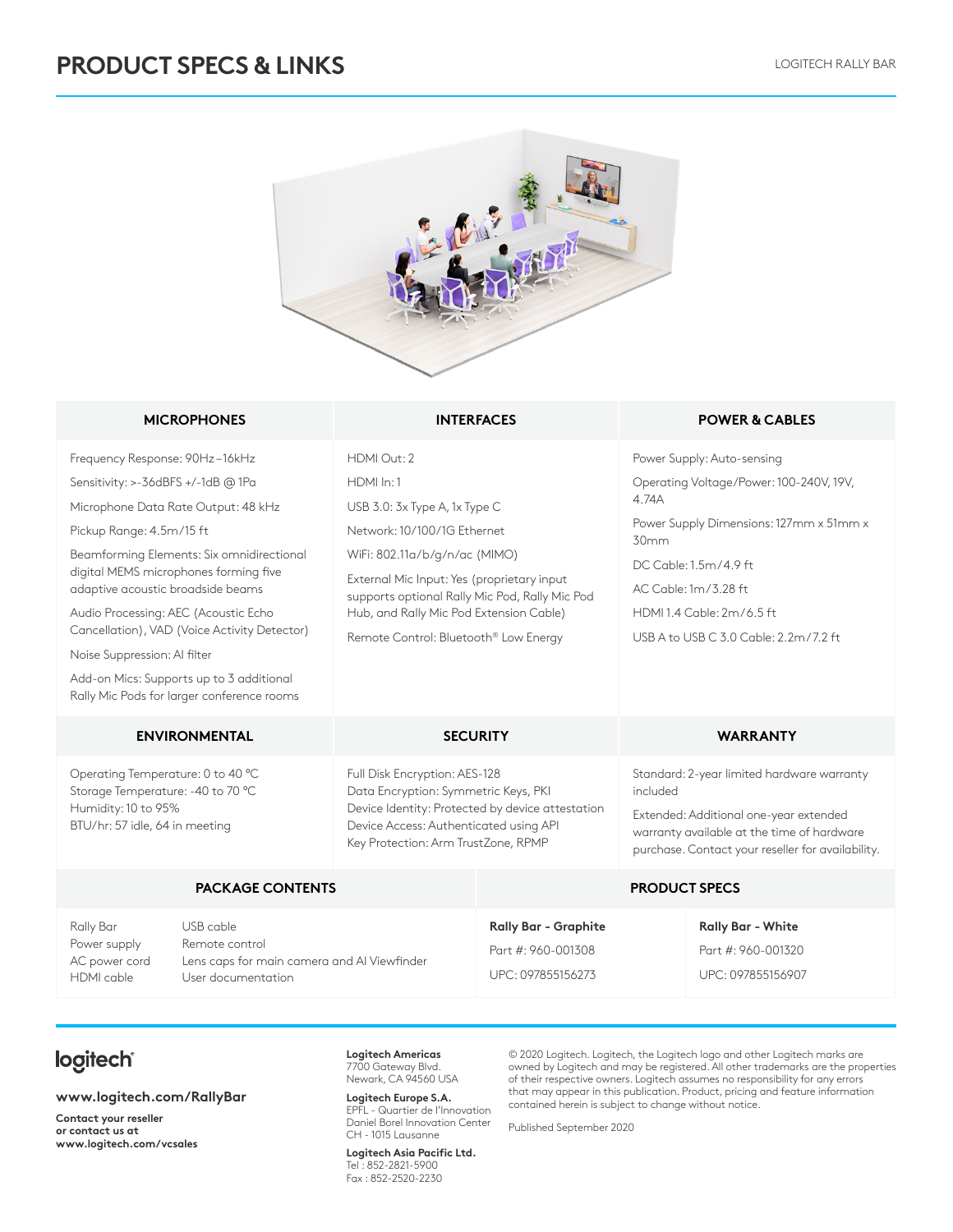# PRODUCT SPECS & LINKS

LOGITECH RALLY BAR

## MICROPHONES

Frequency Response: 90Hz – 16kHz

Sensitivity: >-36dBFS +/-1dB @ 1Pa

Microphone Data Rate Output: 48 kHz

Pickup Range: 4.5m/15 ft

Beamforming Elements: Six omnidirectional digital MEMS microphones forming five adaptive acoustic broadside beams

Audio Processing: AEC (Acoustic Echo Cancellation), VAD (Voice Activity Detector)

Noise Suppression: AI filter

Add-on Mics: Supports up to 3 additional Rally Mic Pods for larger conference rooms

## INTERFACES

HDMI Out: 2

HDMI In: 1

USB 3.0: 3x Type A, 1x Type C

Network: 10/100/1G Ethernet

WiFi: 802.11a/b/g/n/ac (MIMO)

External Mic Input: Yes (proprietary input supports optional Rally Mic Pod, Rally Mic Pod Hub, and Rally Mic Pod Extension Cable)

Remote Control: Bluetooth® Low Energy

## POWER & CABLES

Power Supply: Auto-sensing

Operating Voltage/Power: 100-240V, 19V, 4.74A

Power Supply Dimensions: 127mm x 51mm x 30mm

DC Cable: 1.5m/4.9 ft

AC Cable: 1m/3.28 ft

HDMI 1.4 Cable: 2m/6.5 ft

USB A to USB C 3.0 Cable: 2.2m/7.2 ft

## ENVIRONMENTAL

Operating Temperature: 0 to 40 °C
Storage Temperature: -40 to 70 °C
Humidity: 10 to 95%
BTU/hr: 57 idle, 64 in meeting

## SECURITY

Full Disk Encryption: AES-128
Data Encryption: Symmetric Keys, PKI
Device Identity: Protected by device attestation
Device Access: Authenticated using API
Key Protection: Arm TrustZone, RPMP

## WARRANTY

Standard: 2-year limited hardware warranty included

Extended: Additional one-year extended warranty available at the time of hardware purchase. Contact your reseller for availability.

## PACKAGE CONTENTS

- Rally Bar
- Power supply
- AC power cord
- HDMI cable
- USB cable
- Remote control
- Lens caps for main camera and AI Viewfinder
- User documentation

## PRODUCT SPECS

| Rally Bar - Graphite | Rally Bar - White |
|---|---|
| Part #: 960-001308 | Part #: 960-001320 |
| UPC: 097855156273 | UPC: 097855156907 |

logitech

**www.logitech.com/RallyBar**

**Contact your reseller or contact us at www.logitech.com/vcsales**

**Logitech Americas**
7700 Gateway Blvd.
Newark, CA 94560 USA

**Logitech Europe S.A.**
EPFL - Quartier de l'Innovation
Daniel Borel Innovation Center
CH - 1015 Lausanne

**Logitech Asia Pacific Ltd.**
Tel : 852-2821-5900
Fax : 852-2520-2230

© 2020 Logitech. Logitech, the Logitech logo and other Logitech marks are owned by Logitech and may be registered. All other trademarks are the properties of their respective owners. Logitech assumes no responsibility for any errors that may appear in this publication. Product, pricing and feature information contained herein is subject to change without notice.

Published September 2020